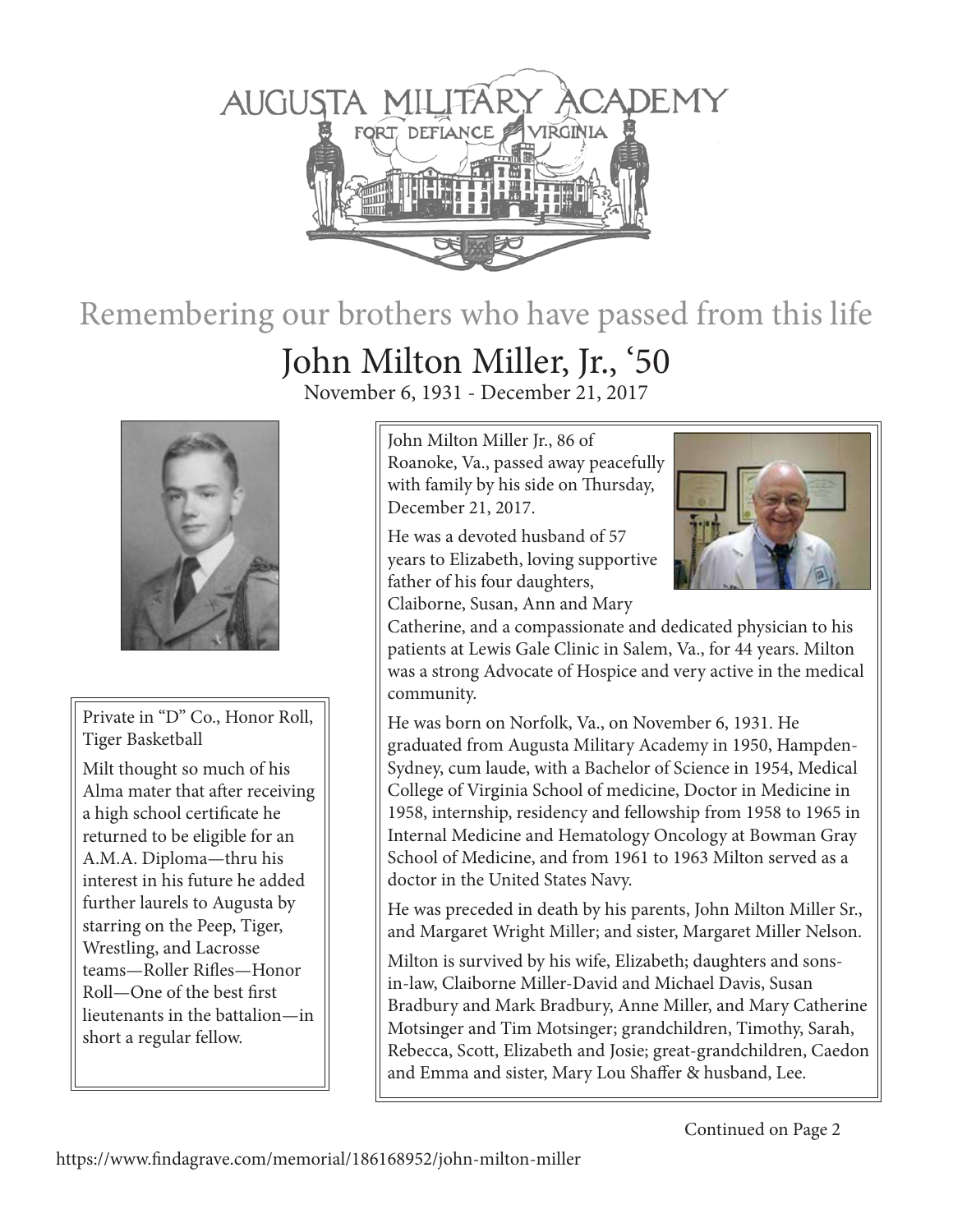AUGUSTA MILITARY ACADEMY

FORT DEFIANCE VIRGINIA

## Remembering our brothers who have passed from this life

# John Milton Miller, Jr., '50

November 6, 1931 - December 21, 2017

Private in "D" Co., Honor Roll, Tiger Basketball

Milt thought so much of his Alma mater that after receiving a high school certificate he returned to be eligible for an A.M.A. Diploma—thru his interest in his future he added further laurels to Augusta by starring on the Peep, Tiger, Wrestling, and Lacrosse teams—Roller Rifles—Honor Roll—One of the best first lieutenants in the battalion—in short a regular fellow.

John Milton Miller Jr., 86 of Roanoke, Va., passed away peacefully with family by his side on Thursday, December 21, 2017.

He was a devoted husband of 57 years to Elizabeth, loving supportive father of his four daughters, Claiborne, Susan, Ann and Mary Catherine, and a compassionate and dedicated physician to his patients at Lewis Gale Clinic in Salem, Va., for 44 years. Milton was a strong Advocate of Hospice and very active in the medical community.

He was born on Norfolk, Va., on November 6, 1931. He graduated from Augusta Military Academy in 1950, Hampden-Sydney, cum laude, with a Bachelor of Science in 1954, Medical College of Virginia School of medicine, Doctor in Medicine in 1958, internship, residency and fellowship from 1958 to 1965 in Internal Medicine and Hematology Oncology at Bowman Gray School of Medicine, and from 1961 to 1963 Milton served as a doctor in the United States Navy.

He was preceded in death by his parents, John Milton Miller Sr., and Margaret Wright Miller; and sister, Margaret Miller Nelson.

Milton is survived by his wife, Elizabeth; daughters and sons-in-law, Claiborne Miller-David and Michael Davis, Susan Bradbury and Mark Bradbury, Anne Miller, and Mary Catherine Motsinger and Tim Motsinger; grandchildren, Timothy, Sarah, Rebecca, Scott, Elizabeth and Josie; great-grandchildren, Caedon and Emma and sister, Mary Lou Shaffer & husband, Lee.

Continued on Page 2

https://www.findagrave.com/memorial/186168952/john-milton-miller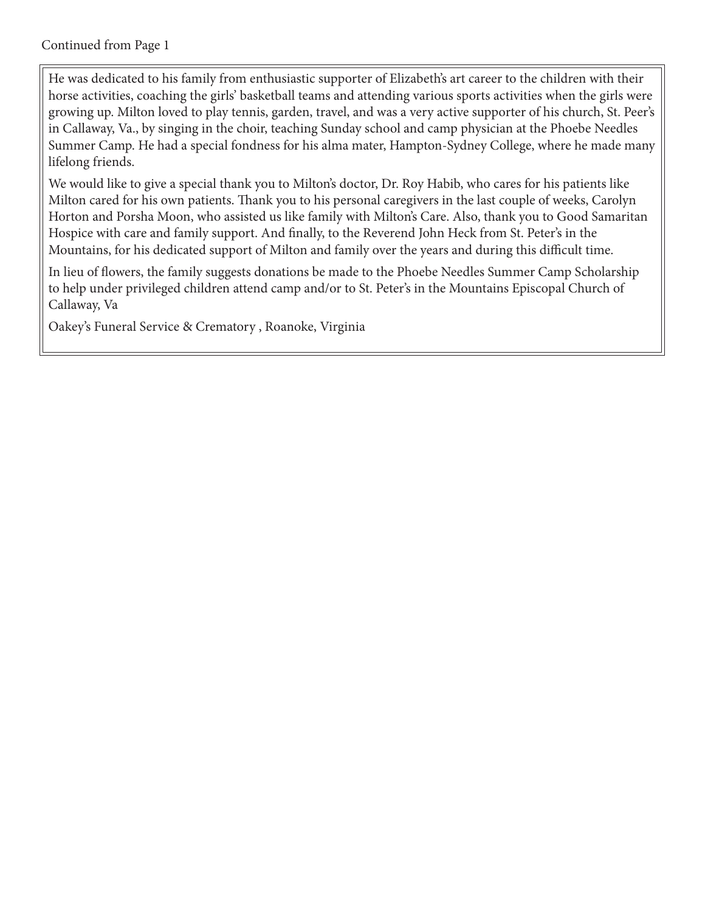Continued from Page 1

He was dedicated to his family from enthusiastic supporter of Elizabeth's art career to the children with their horse activities, coaching the girls' basketball teams and attending various sports activities when the girls were growing up. Milton loved to play tennis, garden, travel, and was a very active supporter of his church, St. Peer's in Callaway, Va., by singing in the choir, teaching Sunday school and camp physician at the Phoebe Needles Summer Camp. He had a special fondness for his alma mater, Hampton-Sydney College, where he made many lifelong friends.

We would like to give a special thank you to Milton's doctor, Dr. Roy Habib, who cares for his patients like Milton cared for his own patients. Thank you to his personal caregivers in the last couple of weeks, Carolyn Horton and Porsha Moon, who assisted us like family with Milton's Care. Also, thank you to Good Samaritan Hospice with care and family support. And finally, to the Reverend John Heck from St. Peter's in the Mountains, for his dedicated support of Milton and family over the years and during this difficult time.

In lieu of flowers, the family suggests donations be made to the Phoebe Needles Summer Camp Scholarship to help under privileged children attend camp and/or to St. Peter's in the Mountains Episcopal Church of Callaway, Va

Oakey's Funeral Service & Crematory , Roanoke, Virginia